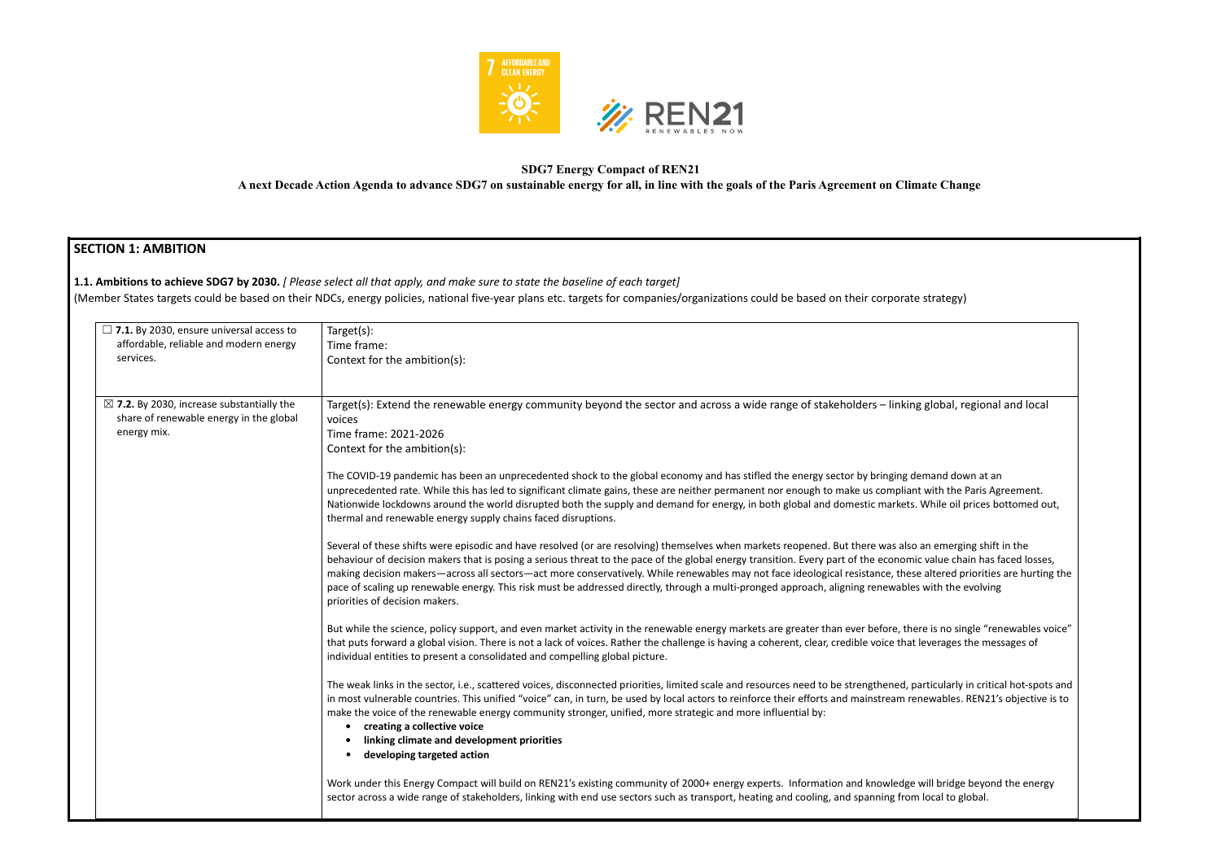**SDG7 Energy Compact of REN21**

**A next Decade Action Agenda to advance SDG7 on sustainable energy for all, in line with the goals of the Paris Agreement on Climate Change**

## SECTION 1: AMBITION

**1.1. Ambitions to achieve SDG7 by 2030.** *[ Please select all that apply, and make sure to state the baseline of each target]*
(Member States targets could be based on their NDCs, energy policies, national five-year plans etc. targets for companies/organizations could be based on their corporate strategy)

| | |
|---|---|
| ☐ **7.1.** By 2030, ensure universal access to affordable, reliable and modern energy services. | Target(s):<br>Time frame:<br>Context for the ambition(s): |
| ☒ **7.2.** By 2030, increase substantially the share of renewable energy in the global energy mix. | Target(s): Extend the renewable energy community beyond the sector and across a wide range of stakeholders – linking global, regional and local voices<br>Time frame: 2021-2026<br>Context for the ambition(s):<br><br>The COVID-19 pandemic has been an unprecedented shock to the global economy and has stifled the energy sector by bringing demand down at an unprecedented rate. While this has led to significant climate gains, these are neither permanent nor enough to make us compliant with the Paris Agreement. Nationwide lockdowns around the world disrupted both the supply and demand for energy, in both global and domestic markets. While oil prices bottomed out, thermal and renewable energy supply chains faced disruptions.<br><br>Several of these shifts were episodic and have resolved (or are resolving) themselves when markets reopened. But there was also an emerging shift in the behaviour of decision makers that is posing a serious threat to the pace of the global energy transition. Every part of the economic value chain has faced losses, making decision makers—across all sectors—act more conservatively. While renewables may not face ideological resistance, these altered priorities are hurting the pace of scaling up renewable energy. This risk must be addressed directly, through a multi-pronged approach, aligning renewables with the evolving priorities of decision makers.<br><br>But while the science, policy support, and even market activity in the renewable energy markets are greater than ever before, there is no single "renewables voice" that puts forward a global vision. There is not a lack of voices. Rather the challenge is having a coherent, clear, credible voice that leverages the messages of individual entities to present a consolidated and compelling global picture.<br><br>The weak links in the sector, i.e., scattered voices, disconnected priorities, limited scale and resources need to be strengthened, particularly in critical hot-spots and in most vulnerable countries. This unified "voice" can, in turn, be used by local actors to reinforce their efforts and mainstream renewables. REN21's objective is to make the voice of the renewable energy community stronger, unified, more strategic and more influential by:<br>• **creating a collective voice**<br>• **linking climate and development priorities**<br>• **developing targeted action**<br><br>Work under this Energy Compact will build on REN21's existing community of 2000+ energy experts. Information and knowledge will bridge beyond the energy sector across a wide range of stakeholders, linking with end use sectors such as transport, heating and cooling, and spanning from local to global. |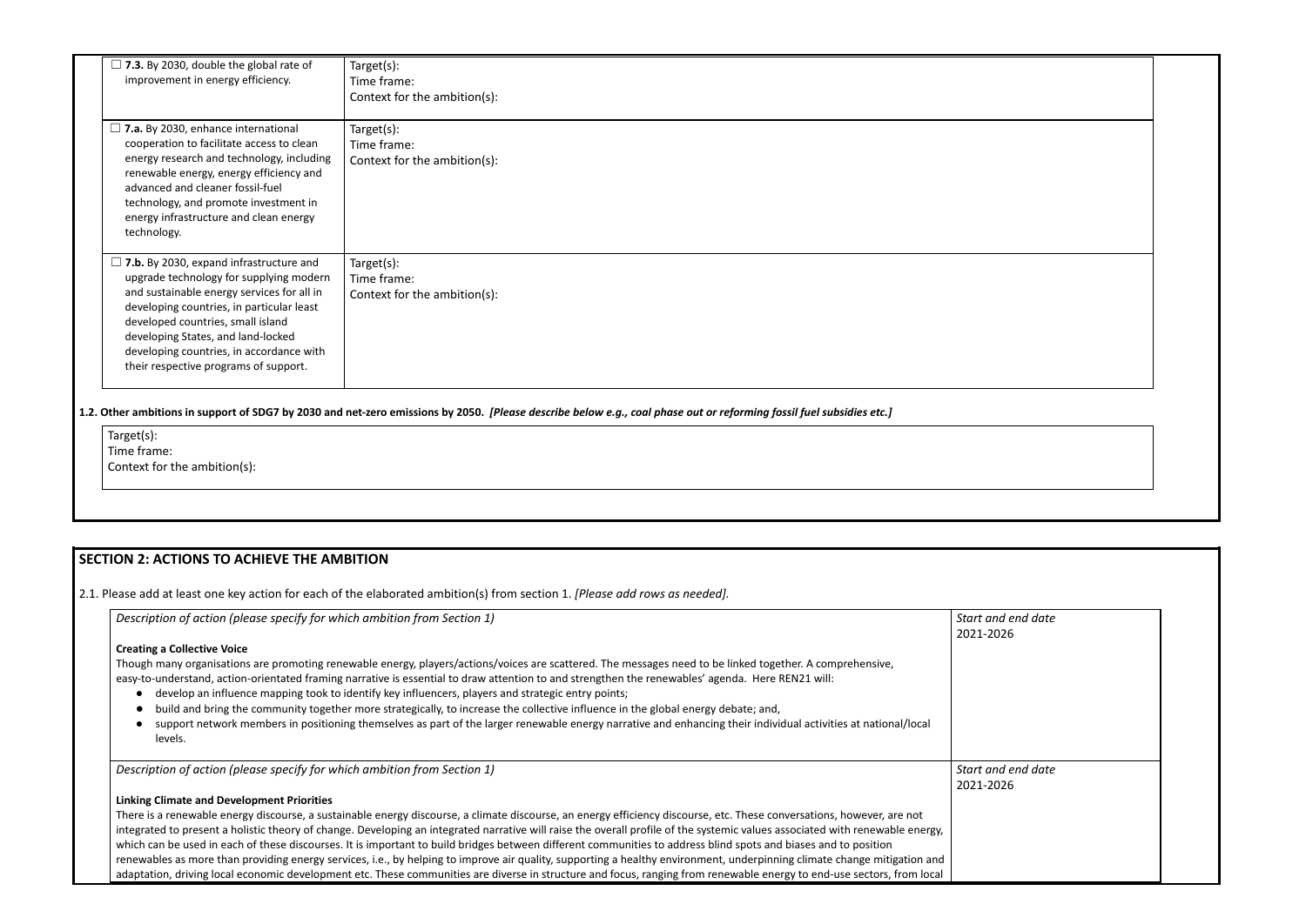| | |
|---|---|
| ☐ **7.3.** By 2030, double the global rate of improvement in energy efficiency. | Target(s):<br>Time frame:<br>Context for the ambition(s): |
| ☐ **7.a.** By 2030, enhance international cooperation to facilitate access to clean energy research and technology, including renewable energy, energy efficiency and advanced and cleaner fossil-fuel technology, and promote investment in energy infrastructure and clean energy technology. | Target(s):<br>Time frame:<br>Context for the ambition(s): |
| ☐ **7.b.** By 2030, expand infrastructure and upgrade technology for supplying modern and sustainable energy services for all in developing countries, in particular least developed countries, small island developing States, and land-locked developing countries, in accordance with their respective programs of support. | Target(s):<br>Time frame:<br>Context for the ambition(s): |

**1.2. Other ambitions in support of SDG7 by 2030 and net-zero emissions by 2050.** ***[Please describe below e.g., coal phase out or reforming fossil fuel subsidies etc.]***

| |
|---|
| Target(s):<br>Time frame:<br>Context for the ambition(s): |

## SECTION 2: ACTIONS TO ACHIEVE THE AMBITION

2.1. Please add at least one key action for each of the elaborated ambition(s) from section 1. *[Please add rows as needed].*

| | |
|---|---|
| *Description of action (please specify for which ambition from Section 1)*<br><br>**Creating a Collective Voice**<br>Though many organisations are promoting renewable energy, players/actions/voices are scattered. The messages need to be linked together. A comprehensive, easy-to-understand, action-orientated framing narrative is essential to draw attention to and strengthen the renewables' agenda. Here REN21 will:<br>● develop an influence mapping took to identify key influencers, players and strategic entry points;<br>● build and bring the community together more strategically, to increase the collective influence in the global energy debate; and,<br>● support network members in positioning themselves as part of the larger renewable energy narrative and enhancing their individual activities at national/local levels. | *Start and end date*<br>2021-2026 |
| *Description of action (please specify for which ambition from Section 1)*<br><br>**Linking Climate and Development Priorities**<br>There is a renewable energy discourse, a sustainable energy discourse, a climate discourse, an energy efficiency discourse, etc. These conversations, however, are not integrated to present a holistic theory of change. Developing an integrated narrative will raise the overall profile of the systemic values associated with renewable energy, which can be used in each of these discourses. It is important to build bridges between different communities to address blind spots and biases and to position renewables as more than providing energy services, i.e., by helping to improve air quality, supporting a healthy environment, underpinning climate change mitigation and adaptation, driving local economic development etc. These communities are diverse in structure and focus, ranging from renewable energy to end-use sectors, from local | *Start and end date*<br>2021-2026 |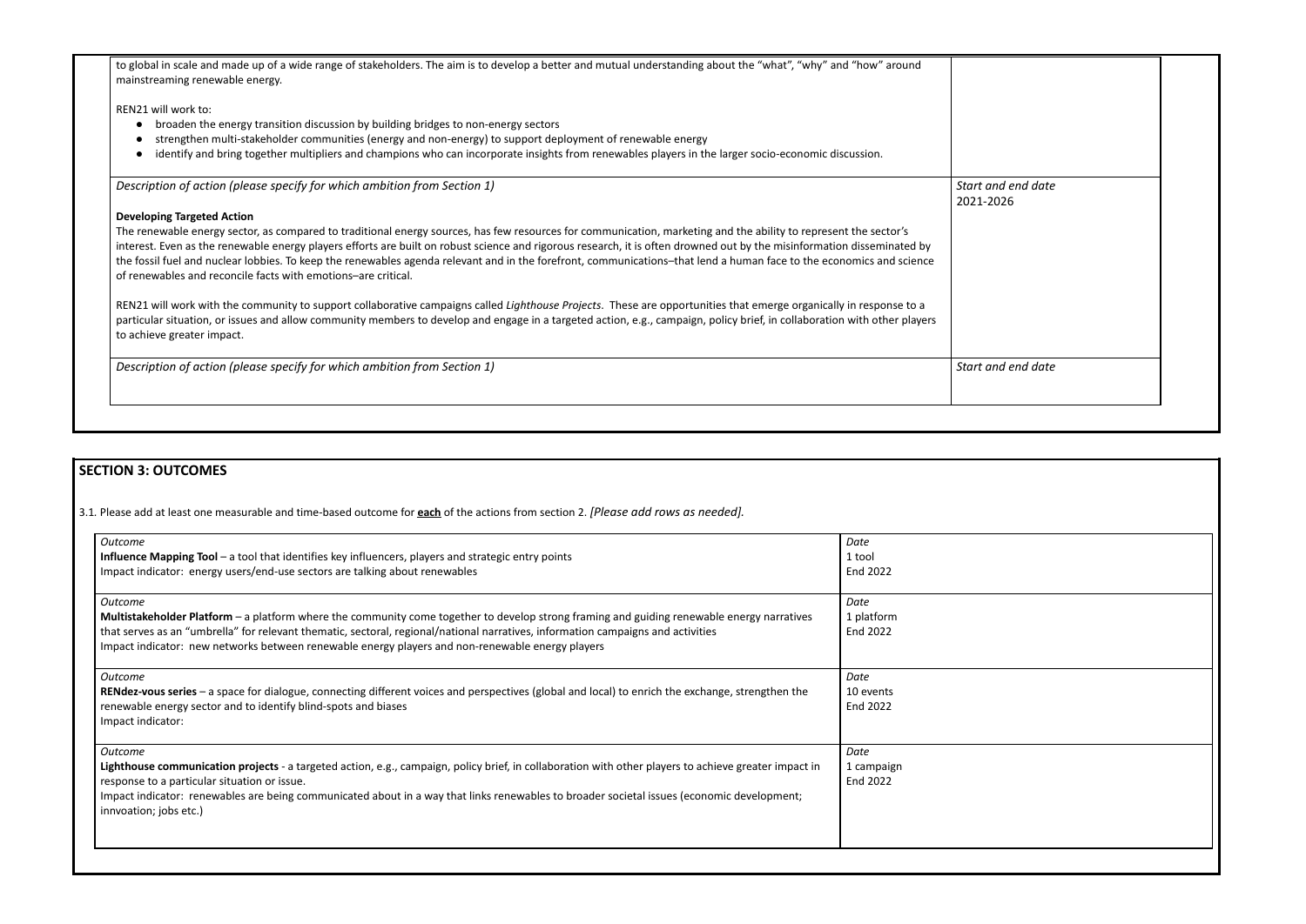| | |
|---|---|
| to global in scale and made up of a wide range of stakeholders. The aim is to develop a better and mutual understanding about the "what", "why" and "how" around mainstreaming renewable energy.<br><br>REN21 will work to:<br>• broaden the energy transition discussion by building bridges to non-energy sectors<br>• strengthen multi-stakeholder communities (energy and non-energy) to support deployment of renewable energy<br>• identify and bring together multipliers and champions who can incorporate insights from renewables players in the larger socio-economic discussion. | |
| *Description of action (please specify for which ambition from Section 1)*<br><br>**Developing Targeted Action**<br>The renewable energy sector, as compared to traditional energy sources, has few resources for communication, marketing and the ability to represent the sector's interest. Even as the renewable energy players efforts are built on robust science and rigorous research, it is often drowned out by the misinformation disseminated by the fossil fuel and nuclear lobbies. To keep the renewables agenda relevant and in the forefront, communications–that lend a human face to the economics and science of renewables and reconcile facts with emotions–are critical.<br><br>REN21 will work with the community to support collaborative campaigns called *Lighthouse Projects*. These are opportunities that emerge organically in response to a particular situation, or issues and allow community members to develop and engage in a targeted action, e.g., campaign, policy brief, in collaboration with other players to achieve greater impact. | *Start and end date*<br>2021-2026 |
| *Description of action (please specify for which ambition from Section 1)* | *Start and end date* |

## SECTION 3: OUTCOMES

3.1. Please add at least one measurable and time-based outcome for **each** of the actions from section 2. *[Please add rows as needed].*

| *Outcome* | *Date* |
|---|---|
| **Influence Mapping Tool** – a tool that identifies key influencers, players and strategic entry points<br>Impact indicator: energy users/end-use sectors are talking about renewables | 1 tool<br>End 2022 |
| **Multistakeholder Platform** – a platform where the community come together to develop strong framing and guiding renewable energy narratives that serves as an "umbrella" for relevant thematic, sectoral, regional/national narratives, information campaigns and activities<br>Impact indicator: new networks between renewable energy players and non-renewable energy players | 1 platform<br>End 2022 |
| **RENdez-vous series** – a space for dialogue, connecting different voices and perspectives (global and local) to enrich the exchange, strengthen the renewable energy sector and to identify blind-spots and biases<br>Impact indicator: | 10 events<br>End 2022 |
| **Lighthouse communication projects** - a targeted action, e.g., campaign, policy brief, in collaboration with other players to achieve greater impact in response to a particular situation or issue.<br>Impact indicator: renewables are being communicated about in a way that links renewables to broader societal issues (economic development; innvoation; jobs etc.) | 1 campaign<br>End 2022 |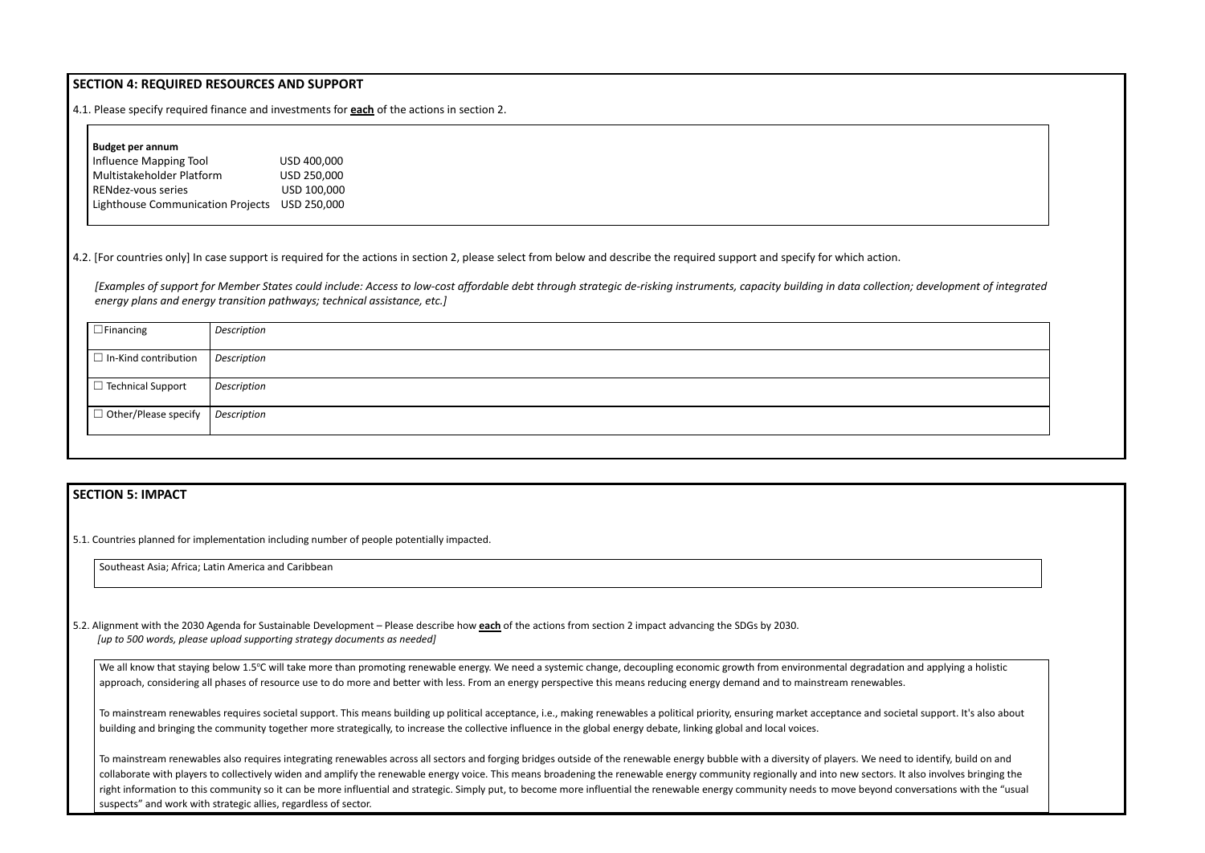## SECTION 4: REQUIRED RESOURCES AND SUPPORT

4.1. Please specify required finance and investments for **each** of the actions in section 2.

**Budget per annum**

| | |
|---|---|
| Influence Mapping Tool | USD 400,000 |
| Multistakeholder Platform | USD 250,000 |
| RENdez-vous series | USD 100,000 |
| Lighthouse Communication Projects | USD 250,000 |

4.2. [For countries only] In case support is required for the actions in section 2, please select from below and describe the required support and specify for which action.

*[Examples of support for Member States could include: Access to low-cost affordable debt through strategic de-risking instruments, capacity building in data collection; development of integrated energy plans and energy transition pathways; technical assistance, etc.]*

| | |
|---|---|
| ☐ Financing | *Description* |
| ☐ In-Kind contribution | *Description* |
| ☐ Technical Support | *Description* |
| ☐ Other/Please specify | *Description* |

## SECTION 5: IMPACT

5.1. Countries planned for implementation including number of people potentially impacted.

Southeast Asia; Africa; Latin America and Caribbean

5.2. Alignment with the 2030 Agenda for Sustainable Development – Please describe how **each** of the actions from section 2 impact advancing the SDGs by 2030.
*[up to 500 words, please upload supporting strategy documents as needed]*

We all know that staying below 1.5°C will take more than promoting renewable energy. We need a systemic change, decoupling economic growth from environmental degradation and applying a holistic approach, considering all phases of resource use to do more and better with less. From an energy perspective this means reducing energy demand and to mainstream renewables.

To mainstream renewables requires societal support. This means building up political acceptance, i.e., making renewables a political priority, ensuring market acceptance and societal support. It's also about building and bringing the community together more strategically, to increase the collective influence in the global energy debate, linking global and local voices.

To mainstream renewables also requires integrating renewables across all sectors and forging bridges outside of the renewable energy bubble with a diversity of players. We need to identify, build on and collaborate with players to collectively widen and amplify the renewable energy voice. This means broadening the renewable energy community regionally and into new sectors. It also involves bringing the right information to this community so it can be more influential and strategic. Simply put, to become more influential the renewable energy community needs to move beyond conversations with the "usual suspects" and work with strategic allies, regardless of sector.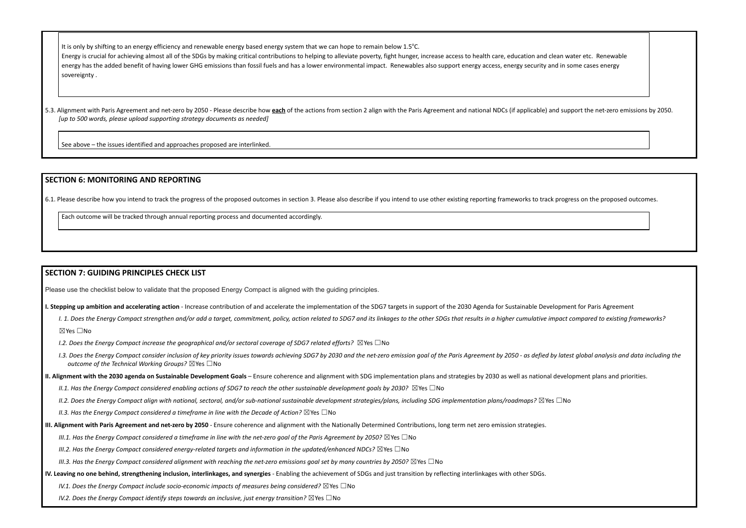It is only by shifting to an energy efficiency and renewable energy based energy system that we can hope to remain below 1.5°C.
Energy is crucial for achieving almost all of the SDGs by making critical contributions to helping to alleviate poverty, fight hunger, increase access to health care, education and clean water etc. Renewable energy has the added benefit of having lower GHG emissions than fossil fuels and has a lower environmental impact. Renewables also support energy access, energy security and in some cases energy sovereignty .

5.3. Alignment with Paris Agreement and net-zero by 2050 - Please describe how **each** of the actions from section 2 align with the Paris Agreement and national NDCs (if applicable) and support the net-zero emissions by 2050. *[up to 500 words, please upload supporting strategy documents as needed]*

See above – the issues identified and approaches proposed are interlinked.

## SECTION 6: MONITORING AND REPORTING

6.1. Please describe how you intend to track the progress of the proposed outcomes in section 3. Please also describe if you intend to use other existing reporting frameworks to track progress on the proposed outcomes.

Each outcome will be tracked through annual reporting process and documented accordingly.

## SECTION 7: GUIDING PRINCIPLES CHECK LIST

Please use the checklist below to validate that the proposed Energy Compact is aligned with the guiding principles.

**I. Stepping up ambition and accelerating action** - Increase contribution of and accelerate the implementation of the SDG7 targets in support of the 2030 Agenda for Sustainable Development for Paris Agreement

*I. 1. Does the Energy Compact strengthen and/or add a target, commitment, policy, action related to SDG7 and its linkages to the other SDGs that results in a higher cumulative impact compared to existing frameworks?* ☒Yes ☐No

*I.2. Does the Energy Compact increase the geographical and/or sectoral coverage of SDG7 related efforts?* ☒Yes ☐No

*I.3. Does the Energy Compact consider inclusion of key priority issues towards achieving SDG7 by 2030 and the net-zero emission goal of the Paris Agreement by 2050 - as defied by latest global analysis and data including the outcome of the Technical Working Groups?* ☒Yes ☐No

**II. Alignment with the 2030 agenda on Sustainable Development Goals** – Ensure coherence and alignment with SDG implementation plans and strategies by 2030 as well as national development plans and priorities.

*II.1. Has the Energy Compact considered enabling actions of SDG7 to reach the other sustainable development goals by 2030?* ☒Yes ☐No

*II.2. Does the Energy Compact align with national, sectoral, and/or sub-national sustainable development strategies/plans, including SDG implementation plans/roadmaps?* ☒Yes ☐No

*II.3. Has the Energy Compact considered a timeframe in line with the Decade of Action?* ☒Yes ☐No

**III. Alignment with Paris Agreement and net-zero by 2050** - Ensure coherence and alignment with the Nationally Determined Contributions, long term net zero emission strategies.

*III.1. Has the Energy Compact considered a timeframe in line with the net-zero goal of the Paris Agreement by 2050?* ☒Yes ☐No

*III.2. Has the Energy Compact considered energy-related targets and information in the updated/enhanced NDCs?* ☒Yes ☐No

*III.3. Has the Energy Compact considered alignment with reaching the net-zero emissions goal set by many countries by 2050?* ☒Yes ☐No

**IV. Leaving no one behind, strengthening inclusion, interlinkages, and synergies** - Enabling the achievement of SDGs and just transition by reflecting interlinkages with other SDGs.

*IV.1. Does the Energy Compact include socio-economic impacts of measures being considered?* ☒Yes ☐No

*IV.2. Does the Energy Compact identify steps towards an inclusive, just energy transition?* ☒Yes ☐No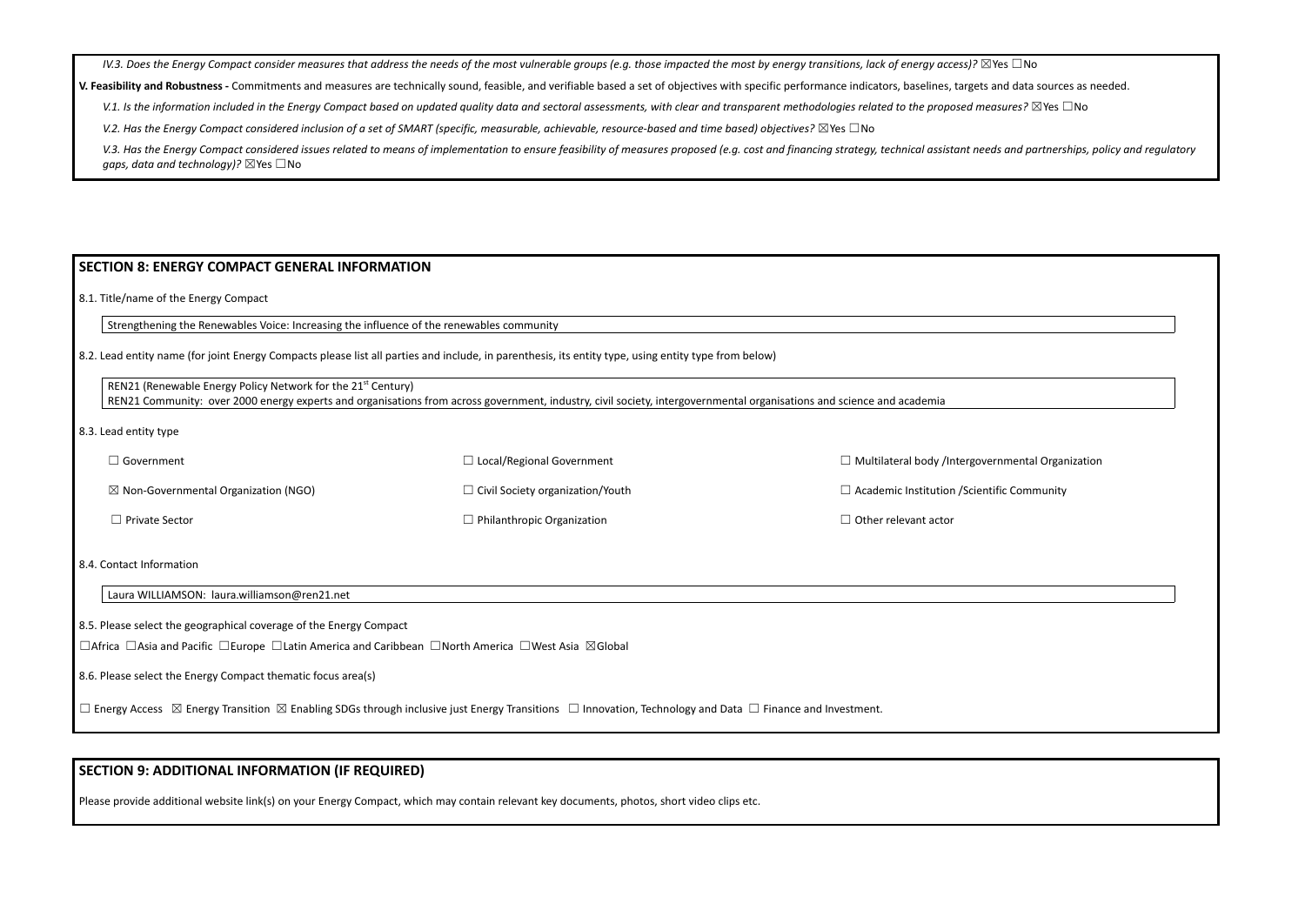*IV.3. Does the Energy Compact consider measures that address the needs of the most vulnerable groups (e.g. those impacted the most by energy transitions, lack of energy access)?* ☒Yes ☐No

**V. Feasibility and Robustness -** Commitments and measures are technically sound, feasible, and verifiable based a set of objectives with specific performance indicators, baselines, targets and data sources as needed.

*V.1. Is the information included in the Energy Compact based on updated quality data and sectoral assessments, with clear and transparent methodologies related to the proposed measures?* ☒Yes ☐No

*V.2. Has the Energy Compact considered inclusion of a set of SMART (specific, measurable, achievable, resource-based and time based) objectives?* ☒Yes ☐No

*V.3. Has the Energy Compact considered issues related to means of implementation to ensure feasibility of measures proposed (e.g. cost and financing strategy, technical assistant needs and partnerships, policy and regulatory gaps, data and technology)?* ☒Yes ☐No

## SECTION 8: ENERGY COMPACT GENERAL INFORMATION

8.1. Title/name of the Energy Compact

Strengthening the Renewables Voice: Increasing the influence of the renewables community

8.2. Lead entity name (for joint Energy Compacts please list all parties and include, in parenthesis, its entity type, using entity type from below)

REN21 (Renewable Energy Policy Network for the 21st Century)
REN21 Community: over 2000 energy experts and organisations from across government, industry, civil society, intergovernmental organisations and science and academia

8.3. Lead entity type

| | | |
|---|---|---|
| ☐ Government | ☐ Local/Regional Government | ☐ Multilateral body /Intergovernmental Organization |
| ☒ Non-Governmental Organization (NGO) | ☐ Civil Society organization/Youth | ☐ Academic Institution /Scientific Community |
| ☐ Private Sector | ☐ Philanthropic Organization | ☐ Other relevant actor |

8.4. Contact Information

Laura WILLIAMSON: laura.williamson@ren21.net

8.5. Please select the geographical coverage of the Energy Compact

☐Africa ☐Asia and Pacific ☐Europe ☐Latin America and Caribbean ☐North America ☐West Asia ☒Global

8.6. Please select the Energy Compact thematic focus area(s)

☐ Energy Access ☒ Energy Transition ☒ Enabling SDGs through inclusive just Energy Transitions ☐ Innovation, Technology and Data ☐ Finance and Investment.

## SECTION 9: ADDITIONAL INFORMATION (IF REQUIRED)

Please provide additional website link(s) on your Energy Compact, which may contain relevant key documents, photos, short video clips etc.